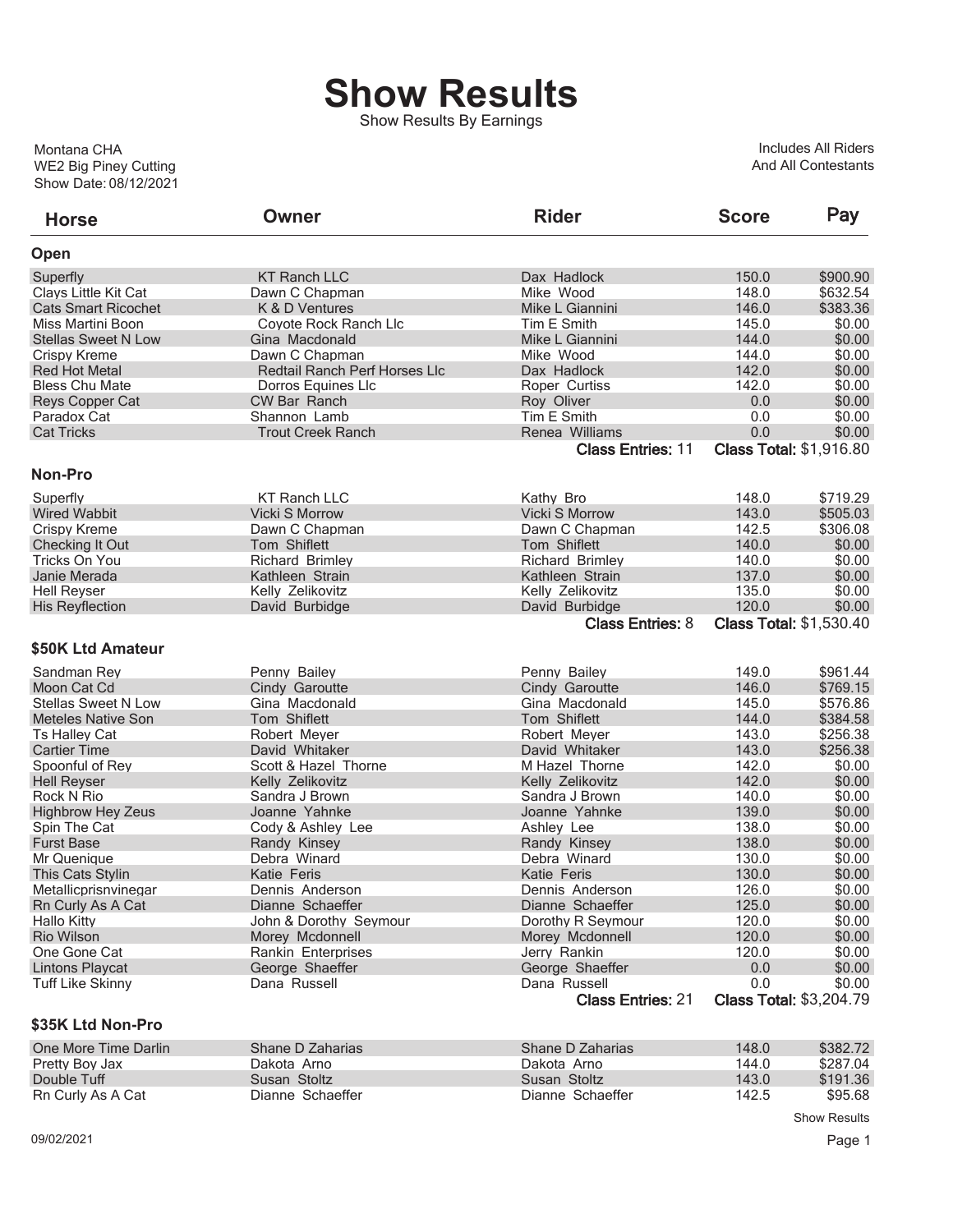# Show Results

Show Results By Earnings

Montana CHA
WE2 Big Piney Cutting
Show Date: 08/12/2021

Includes All Riders
And All Contestants

| Horse | Owner | Rider | Score | Pay |
|---|---|---|---|---|
| **Open** | | | | |
| Superfly | KT Ranch LLC | Dax Hadlock | 150.0 | $900.90 |
| Clays Little Kit Cat | Dawn C Chapman | Mike Wood | 148.0 | $632.54 |
| Cats Smart Ricochet | K & D Ventures | Mike L Giannini | 146.0 | $383.36 |
| Miss Martini Boon | Coyote Rock Ranch Llc | Tim E Smith | 145.0 | $0.00 |
| Stellas Sweet N Low | Gina Macdonald | Mike L Giannini | 144.0 | $0.00 |
| Crispy Kreme | Dawn C Chapman | Mike Wood | 144.0 | $0.00 |
| Red Hot Metal | Redtail Ranch Perf Horses Llc | Dax Hadlock | 142.0 | $0.00 |
| Bless Chu Mate | Dorros Equines Llc | Roper Curtiss | 142.0 | $0.00 |
| Reys Copper Cat | CW Bar Ranch | Roy Oliver | 0.0 | $0.00 |
| Paradox Cat | Shannon Lamb | Tim E Smith | 0.0 | $0.00 |
| Cat Tricks | Trout Creek Ranch | Renea Williams | 0.0 | $0.00 |
| | | **Class Entries:** 11 | **Class Total:** $1,916.80 | |
| **Non-Pro** | | | | |
| Superfly | KT Ranch LLC | Kathy Bro | 148.0 | $719.29 |
| Wired Wabbit | Vicki S Morrow | Vicki S Morrow | 143.0 | $505.03 |
| Crispy Kreme | Dawn C Chapman | Dawn C Chapman | 142.5 | $306.08 |
| Checking It Out | Tom Shiflett | Tom Shiflett | 140.0 | $0.00 |
| Tricks On You | Richard Brimley | Richard Brimley | 140.0 | $0.00 |
| Janie Merada | Kathleen Strain | Kathleen Strain | 137.0 | $0.00 |
| Hell Reyser | Kelly Zelikovitz | Kelly Zelikovitz | 135.0 | $0.00 |
| His Reyflection | David Burbidge | David Burbidge | 120.0 | $0.00 |
| | | **Class Entries:** 8 | **Class Total:** $1,530.40 | |
| **$50K Ltd Amateur** | | | | |
| Sandman Rey | Penny Bailey | Penny Bailey | 149.0 | $961.44 |
| Moon Cat Cd | Cindy Garoutte | Cindy Garoutte | 146.0 | $769.15 |
| Stellas Sweet N Low | Gina Macdonald | Gina Macdonald | 145.0 | $576.86 |
| Meteles Native Son | Tom Shiflett | Tom Shiflett | 144.0 | $384.58 |
| Ts Halley Cat | Robert Meyer | Robert Meyer | 143.0 | $256.38 |
| Cartier Time | David Whitaker | David Whitaker | 143.0 | $256.38 |
| Spoonful of Rey | Scott & Hazel Thorne | M Hazel Thorne | 142.0 | $0.00 |
| Hell Reyser | Kelly Zelikovitz | Kelly Zelikovitz | 142.0 | $0.00 |
| Rock N Rio | Sandra J Brown | Sandra J Brown | 140.0 | $0.00 |
| Highbrow Hey Zeus | Joanne Yahnke | Joanne Yahnke | 139.0 | $0.00 |
| Spin The Cat | Cody & Ashley Lee | Ashley Lee | 138.0 | $0.00 |
| Furst Base | Randy Kinsey | Randy Kinsey | 138.0 | $0.00 |
| Mr Quenique | Debra Winard | Debra Winard | 130.0 | $0.00 |
| This Cats Stylin | Katie Feris | Katie Feris | 130.0 | $0.00 |
| Metallicprisnvinegar | Dennis Anderson | Dennis Anderson | 126.0 | $0.00 |
| Rn Curly As A Cat | Dianne Schaeffer | Dianne Schaeffer | 125.0 | $0.00 |
| Hallo Kitty | John & Dorothy Seymour | Dorothy R Seymour | 120.0 | $0.00 |
| Rio Wilson | Morey Mcdonnell | Morey Mcdonnell | 120.0 | $0.00 |
| One Gone Cat | Rankin Enterprises | Jerry Rankin | 120.0 | $0.00 |
| Lintons Playcat | George Shaeffer | George Shaeffer | 0.0 | $0.00 |
| Tuff Like Skinny | Dana Russell | Dana Russell | 0.0 | $0.00 |
| | | **Class Entries:** 21 | **Class Total:** $3,204.79 | |
| **$35K Ltd Non-Pro** | | | | |
| One More Time Darlin | Shane D Zaharias | Shane D Zaharias | 148.0 | $382.72 |
| Pretty Boy Jax | Dakota Arno | Dakota Arno | 144.0 | $287.04 |
| Double Tuff | Susan Stoltz | Susan Stoltz | 143.0 | $191.36 |
| Rn Curly As A Cat | Dianne Schaeffer | Dianne Schaeffer | 142.5 | $95.68 |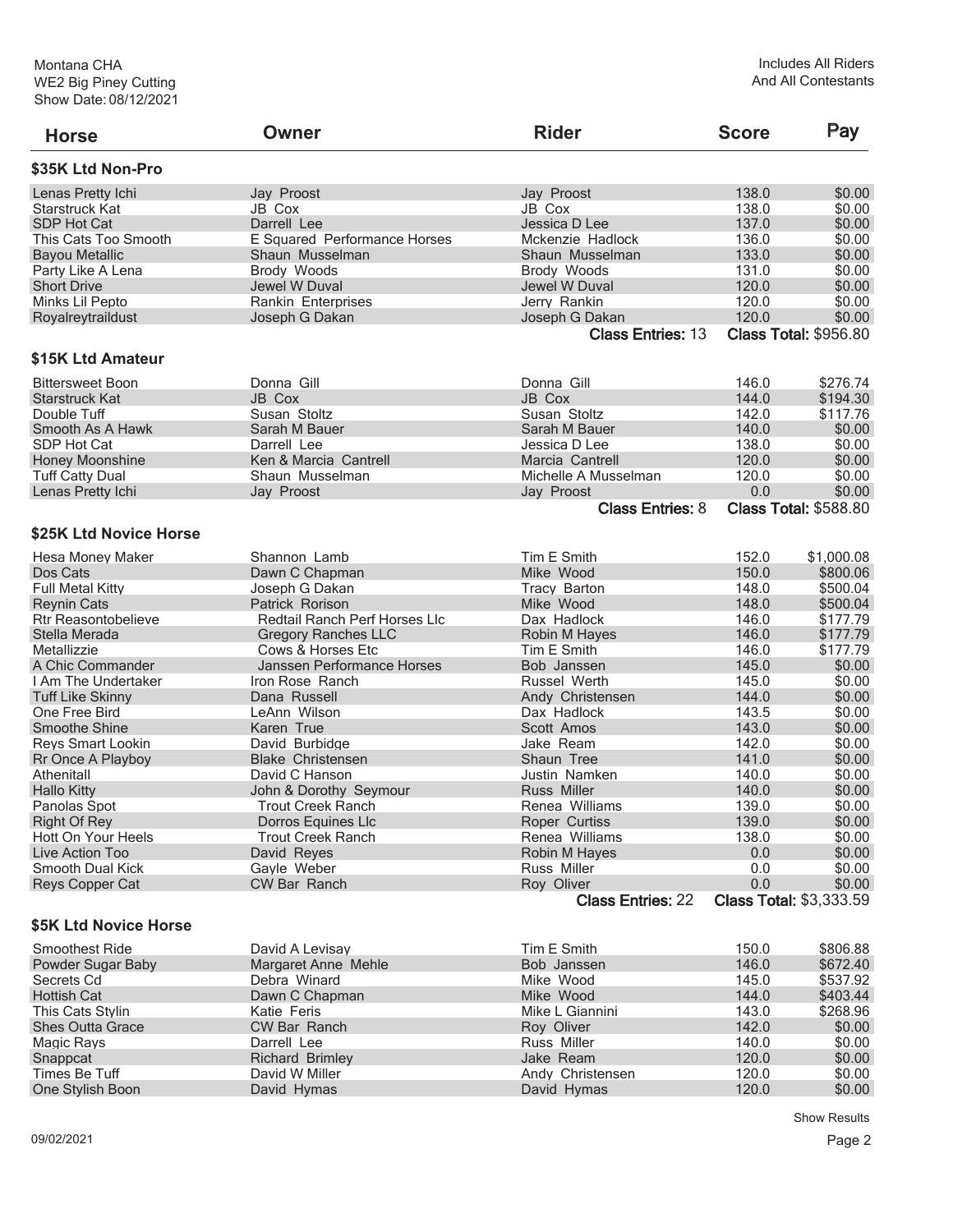Montana CHA
WE2 Big Piney Cutting
Show Date: 08/12/2021

Includes All Riders And All Contestants

| Horse | Owner | Rider | Score | Pay |
|---|---|---|---|---|

## $35K Ltd Non-Pro

| Horse | Owner | Rider | Score | Pay |
|---|---|---|---|---|
| Lenas Pretty Ichi | Jay Proost | Jay Proost | 138.0 | $0.00 |
| Starstruck Kat | JB Cox | JB Cox | 138.0 | $0.00 |
| SDP Hot Cat | Darrell Lee | Jessica D Lee | 137.0 | $0.00 |
| This Cats Too Smooth | E Squared Performance Horses | Mckenzie Hadlock | 136.0 | $0.00 |
| Bayou Metallic | Shaun Musselman | Shaun Musselman | 133.0 | $0.00 |
| Party Like A Lena | Brody Woods | Brody Woods | 131.0 | $0.00 |
| Short Drive | Jewel W Duval | Jewel W Duval | 120.0 | $0.00 |
| Minks Lil Pepto | Rankin Enterprises | Jerry Rankin | 120.0 | $0.00 |
| Royalreytraildust | Joseph G Dakan | Joseph G Dakan | 120.0 | $0.00 |

**Class Entries:** 13 **Class Total:** $956.80

## $15K Ltd Amateur

| Horse | Owner | Rider | Score | Pay |
|---|---|---|---|---|
| Bittersweet Boon | Donna Gill | Donna Gill | 146.0 | $276.74 |
| Starstruck Kat | JB Cox | JB Cox | 144.0 | $194.30 |
| Double Tuff | Susan Stoltz | Susan Stoltz | 142.0 | $117.76 |
| Smooth As A Hawk | Sarah M Bauer | Sarah M Bauer | 140.0 | $0.00 |
| SDP Hot Cat | Darrell Lee | Jessica D Lee | 138.0 | $0.00 |
| Honey Moonshine | Ken & Marcia Cantrell | Marcia Cantrell | 120.0 | $0.00 |
| Tuff Catty Dual | Shaun Musselman | Michelle A Musselman | 120.0 | $0.00 |
| Lenas Pretty Ichi | Jay Proost | Jay Proost | 0.0 | $0.00 |

**Class Entries:** 8 **Class Total:** $588.80

## $25K Ltd Novice Horse

| Horse | Owner | Rider | Score | Pay |
|---|---|---|---|---|
| Hesa Money Maker | Shannon Lamb | Tim E Smith | 152.0 | $1,000.08 |
| Dos Cats | Dawn C Chapman | Mike Wood | 150.0 | $800.06 |
| Full Metal Kitty | Joseph G Dakan | Tracy Barton | 148.0 | $500.04 |
| Reynin Cats | Patrick Rorison | Mike Wood | 148.0 | $500.04 |
| Rtr Reasontobelieve | Redtail Ranch Perf Horses Llc | Dax Hadlock | 146.0 | $177.79 |
| Stella Merada | Gregory Ranches LLC | Robin M Hayes | 146.0 | $177.79 |
| Metallizzie | Cows & Horses Etc | Tim E Smith | 146.0 | $177.79 |
| A Chic Commander | Janssen Performance Horses | Bob Janssen | 145.0 | $0.00 |
| I Am The Undertaker | Iron Rose Ranch | Russel Werth | 145.0 | $0.00 |
| Tuff Like Skinny | Dana Russell | Andy Christensen | 144.0 | $0.00 |
| One Free Bird | LeAnn Wilson | Dax Hadlock | 143.5 | $0.00 |
| Smoothe Shine | Karen True | Scott Amos | 143.0 | $0.00 |
| Reys Smart Lookin | David Burbidge | Jake Ream | 142.0 | $0.00 |
| Rr Once A Playboy | Blake Christensen | Shaun Tree | 141.0 | $0.00 |
| Athenitall | David C Hanson | Justin Namken | 140.0 | $0.00 |
| Hallo Kitty | John & Dorothy Seymour | Russ Miller | 140.0 | $0.00 |
| Panolas Spot | Trout Creek Ranch | Renea Williams | 139.0 | $0.00 |
| Right Of Rey | Dorros Equines Llc | Roper Curtiss | 139.0 | $0.00 |
| Hott On Your Heels | Trout Creek Ranch | Renea Williams | 138.0 | $0.00 |
| Live Action Too | David Reyes | Robin M Hayes | 0.0 | $0.00 |
| Smooth Dual Kick | Gayle Weber | Russ Miller | 0.0 | $0.00 |
| Reys Copper Cat | CW Bar Ranch | Roy Oliver | 0.0 | $0.00 |

**Class Entries:** 22 **Class Total:** $3,333.59

## $5K Ltd Novice Horse

| Horse | Owner | Rider | Score | Pay |
|---|---|---|---|---|
| Smoothest Ride | David A Levisay | Tim E Smith | 150.0 | $806.88 |
| Powder Sugar Baby | Margaret Anne Mehle | Bob Janssen | 146.0 | $672.40 |
| Secrets Cd | Debra Winard | Mike Wood | 145.0 | $537.92 |
| Hottish Cat | Dawn C Chapman | Mike Wood | 144.0 | $403.44 |
| This Cats Stylin | Katie Feris | Mike L Giannini | 143.0 | $268.96 |
| Shes Outta Grace | CW Bar Ranch | Roy Oliver | 142.0 | $0.00 |
| Magic Rays | Darrell Lee | Russ Miller | 140.0 | $0.00 |
| Snappcat | Richard Brimley | Jake Ream | 120.0 | $0.00 |
| Times Be Tuff | David W Miller | Andy Christensen | 120.0 | $0.00 |
| One Stylish Boon | David Hymas | David Hymas | 120.0 | $0.00 |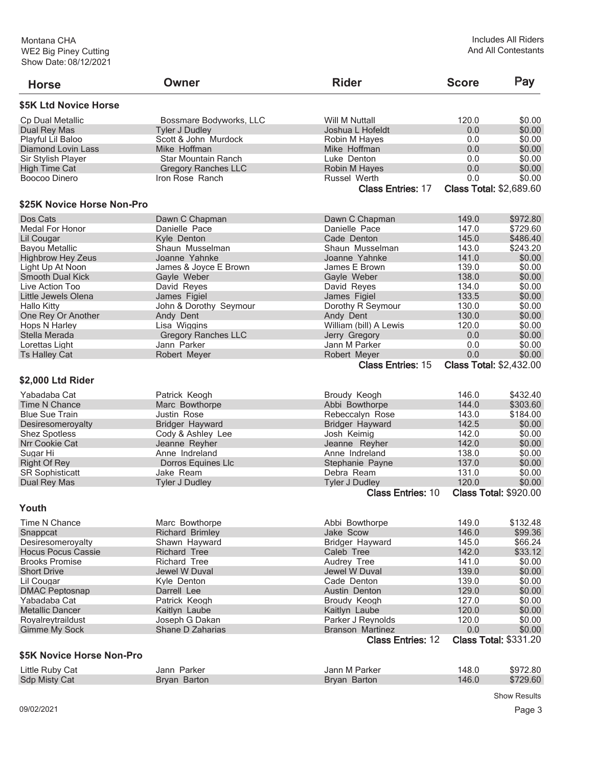| Horse | Owner | Rider | Score | Pay |
|---|---|---|---|---|

## \$5K Ltd Novice Horse

| Horse | Owner | Rider | Score | Pay |
|---|---|---|---|---|
| Cp Dual Metallic | Bossmare Bodyworks, LLC | Will M Nuttall | 120.0 | \$0.00 |
| Dual Rey Mas | Tyler J Dudley | Joshua L Hofeldt | 0.0 | \$0.00 |
| Playful Lil Baloo | Scott & John Murdock | Robin M Hayes | 0.0 | \$0.00 |
| Diamond Lovin Lass | Mike Hoffman | Mike Hoffman | 0.0 | \$0.00 |
| Sir Stylish Player | Star Mountain Ranch | Luke Denton | 0.0 | \$0.00 |
| High Time Cat | Gregory Ranches LLC | Robin M Hayes | 0.0 | \$0.00 |
| Boocoo Dinero | Iron Rose Ranch | Russel Werth | 0.0 | \$0.00 |
| | | **Class Entries:** 17 | **Class Total:** \$2,689.60 | |

## \$25K Novice Horse Non-Pro

| Horse | Owner | Rider | Score | Pay |
|---|---|---|---|---|
| Dos Cats | Dawn C Chapman | Dawn C Chapman | 149.0 | \$972.80 |
| Medal For Honor | Danielle Pace | Danielle Pace | 147.0 | \$729.60 |
| Lil Cougar | Kyle Denton | Cade Denton | 145.0 | \$486.40 |
| Bayou Metallic | Shaun Musselman | Shaun Musselman | 143.0 | \$243.20 |
| Highbrow Hey Zeus | Joanne Yahnke | Joanne Yahnke | 141.0 | \$0.00 |
| Light Up At Noon | James & Joyce E Brown | James E Brown | 139.0 | \$0.00 |
| Smooth Dual Kick | Gayle Weber | Gayle Weber | 138.0 | \$0.00 |
| Live Action Too | David Reyes | David Reyes | 134.0 | \$0.00 |
| Little Jewels Olena | James Figiel | James Figiel | 133.5 | \$0.00 |
| Hallo Kitty | John & Dorothy Seymour | Dorothy R Seymour | 130.0 | \$0.00 |
| One Rey Or Another | Andy Dent | Andy Dent | 130.0 | \$0.00 |
| Hops N Harley | Lisa Wiggins | William (bill) A Lewis | 120.0 | \$0.00 |
| Stella Merada | Gregory Ranches LLC | Jerry Gregory | 0.0 | \$0.00 |
| Lorettas Light | Jann Parker | Jann M Parker | 0.0 | \$0.00 |
| Ts Halley Cat | Robert Meyer | Robert Meyer | 0.0 | \$0.00 |
| | | **Class Entries:** 15 | **Class Total:** \$2,432.00 | |

## \$2,000 Ltd Rider

| Horse | Owner | Rider | Score | Pay |
|---|---|---|---|---|
| Yabadaba Cat | Patrick Keogh | Broudy Keogh | 146.0 | \$432.40 |
| Time N Chance | Marc Bowthorpe | Abbi Bowthorpe | 144.0 | \$303.60 |
| Blue Sue Train | Justin Rose | Rebeccalyn Rose | 143.0 | \$184.00 |
| Desiresomeroyalty | Bridger Hayward | Bridger Hayward | 142.5 | \$0.00 |
| Shez Spotless | Cody & Ashley Lee | Josh Keimig | 142.0 | \$0.00 |
| Nrr Cookie Cat | Jeanne Reyher | Jeanne Reyher | 142.0 | \$0.00 |
| Sugar Hi | Anne Indreland | Anne Indreland | 138.0 | \$0.00 |
| Right Of Rey | Dorros Equines Llc | Stephanie Payne | 137.0 | \$0.00 |
| SR Sophisticatt | Jake Ream | Debra Ream | 131.0 | \$0.00 |
| Dual Rey Mas | Tyler J Dudley | Tyler J Dudley | 120.0 | \$0.00 |
| | | **Class Entries:** 10 | **Class Total:** \$920.00 | |

## Youth

| Horse | Owner | Rider | Score | Pay |
|---|---|---|---|---|
| Time N Chance | Marc Bowthorpe | Abbi Bowthorpe | 149.0 | \$132.48 |
| Snappcat | Richard Brimley | Jake Scow | 146.0 | \$99.36 |
| Desiresomeroyalty | Shawn Hayward | Bridger Hayward | 145.0 | \$66.24 |
| Hocus Pocus Cassie | Richard Tree | Caleb Tree | 142.0 | \$33.12 |
| Brooks Promise | Richard Tree | Audrey Tree | 141.0 | \$0.00 |
| Short Drive | Jewel W Duval | Jewel W Duval | 139.0 | \$0.00 |
| Lil Cougar | Kyle Denton | Cade Denton | 139.0 | \$0.00 |
| DMAC Peptosnap | Darrell Lee | Austin Denton | 129.0 | \$0.00 |
| Yabadaba Cat | Patrick Keogh | Broudy Keogh | 127.0 | \$0.00 |
| Metallic Dancer | Kaitlyn Laube | Kaitlyn Laube | 120.0 | \$0.00 |
| Royalreytraildust | Joseph G Dakan | Parker J Reynolds | 120.0 | \$0.00 |
| Gimme My Sock | Shane D Zaharias | Branson Martinez | 0.0 | \$0.00 |
| | | **Class Entries:** 12 | **Class Total:** \$331.20 | |

## \$5K Novice Horse Non-Pro

| Horse | Owner | Rider | Score | Pay |
|---|---|---|---|---|
| Little Ruby Cat | Jann Parker | Jann M Parker | 148.0 | \$972.80 |
| Sdp Misty Cat | Bryan Barton | Bryan Barton | 146.0 | \$729.60 |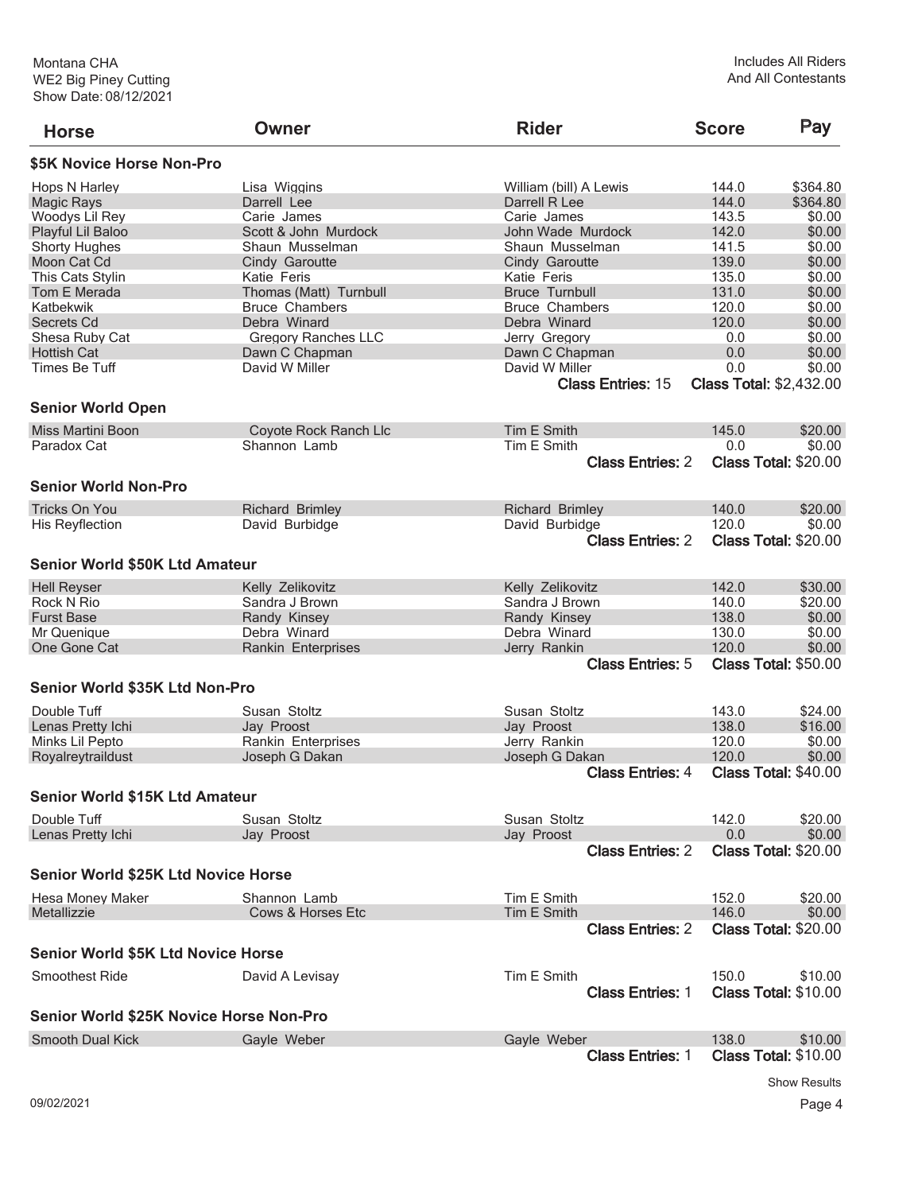Montana CHA
WE2 Big Piney Cutting
Show Date: 08/12/2021

Includes All Riders
And All Contestants

| Horse | Owner | Rider | Score | Pay |
|---|---|---|---|---|

### $5K Novice Horse Non-Pro

| Horse | Owner | Rider | Score | Pay |
|---|---|---|---|---|
| Hops N Harley | Lisa Wiggins | William (bill) A Lewis | 144.0 | $364.80 |
| Magic Rays | Darrell Lee | Darrell R Lee | 144.0 | $364.80 |
| Woodys Lil Rey | Carie James | Carie James | 143.5 | $0.00 |
| Playful Lil Baloo | Scott & John Murdock | John Wade Murdock | 142.0 | $0.00 |
| Shorty Hughes | Shaun Musselman | Shaun Musselman | 141.5 | $0.00 |
| Moon Cat Cd | Cindy Garoutte | Cindy Garoutte | 139.0 | $0.00 |
| This Cats Stylin | Katie Feris | Katie Feris | 135.0 | $0.00 |
| Tom E Merada | Thomas (Matt) Turnbull | Bruce Turnbull | 131.0 | $0.00 |
| Katbekwik | Bruce Chambers | Bruce Chambers | 120.0 | $0.00 |
| Secrets Cd | Debra Winard | Debra Winard | 120.0 | $0.00 |
| Shesa Ruby Cat | Gregory Ranches LLC | Jerry Gregory | 0.0 | $0.00 |
| Hottish Cat | Dawn C Chapman | Dawn C Chapman | 0.0 | $0.00 |
| Times Be Tuff | David W Miller | David W Miller | 0.0 | $0.00 |

**Class Entries:** 15 **Class Total:** $2,432.00

### Senior World Open

| Horse | Owner | Rider | Score | Pay |
|---|---|---|---|---|
| Miss Martini Boon | Coyote Rock Ranch Llc | Tim E Smith | 145.0 | $20.00 |
| Paradox Cat | Shannon Lamb | Tim E Smith | 0.0 | $0.00 |

**Class Entries:** 2 **Class Total:** $20.00

### Senior World Non-Pro

| Horse | Owner | Rider | Score | Pay |
|---|---|---|---|---|
| Tricks On You | Richard Brimley | Richard Brimley | 140.0 | $20.00 |
| His Reyflection | David Burbidge | David Burbidge | 120.0 | $0.00 |

**Class Entries:** 2 **Class Total:** $20.00

### Senior World $50K Ltd Amateur

| Horse | Owner | Rider | Score | Pay |
|---|---|---|---|---|
| Hell Reyser | Kelly Zelikovitz | Kelly Zelikovitz | 142.0 | $30.00 |
| Rock N Rio | Sandra J Brown | Sandra J Brown | 140.0 | $20.00 |
| Furst Base | Randy Kinsey | Randy Kinsey | 138.0 | $0.00 |
| Mr Quenique | Debra Winard | Debra Winard | 130.0 | $0.00 |
| One Gone Cat | Rankin Enterprises | Jerry Rankin | 120.0 | $0.00 |

**Class Entries:** 5 **Class Total:** $50.00

### Senior World $35K Ltd Non-Pro

| Horse | Owner | Rider | Score | Pay |
|---|---|---|---|---|
| Double Tuff | Susan Stoltz | Susan Stoltz | 143.0 | $24.00 |
| Lenas Pretty Ichi | Jay Proost | Jay Proost | 138.0 | $16.00 |
| Minks Lil Pepto | Rankin Enterprises | Jerry Rankin | 120.0 | $0.00 |
| Royalreytraildust | Joseph G Dakan | Joseph G Dakan | 120.0 | $0.00 |

**Class Entries:** 4 **Class Total:** $40.00

### Senior World $15K Ltd Amateur

| Horse | Owner | Rider | Score | Pay |
|---|---|---|---|---|
| Double Tuff | Susan Stoltz | Susan Stoltz | 142.0 | $20.00 |
| Lenas Pretty Ichi | Jay Proost | Jay Proost | 0.0 | $0.00 |

**Class Entries:** 2 **Class Total:** $20.00

### Senior World $25K Ltd Novice Horse

| Horse | Owner | Rider | Score | Pay |
|---|---|---|---|---|
| Hesa Money Maker | Shannon Lamb | Tim E Smith | 152.0 | $20.00 |
| Metallizzie | Cows & Horses Etc | Tim E Smith | 146.0 | $0.00 |

**Class Entries:** 2 **Class Total:** $20.00

### Senior World $5K Ltd Novice Horse

| Horse | Owner | Rider | Score | Pay |
|---|---|---|---|---|
| Smoothest Ride | David A Levisay | Tim E Smith | 150.0 | $10.00 |

**Class Entries:** 1 **Class Total:** $10.00

### Senior World $25K Novice Horse Non-Pro

| Horse | Owner | Rider | Score | Pay |
|---|---|---|---|---|
| Smooth Dual Kick | Gayle Weber | Gayle Weber | 138.0 | $10.00 |

**Class Entries:** 1 **Class Total:** $10.00

Show Results

09/02/2021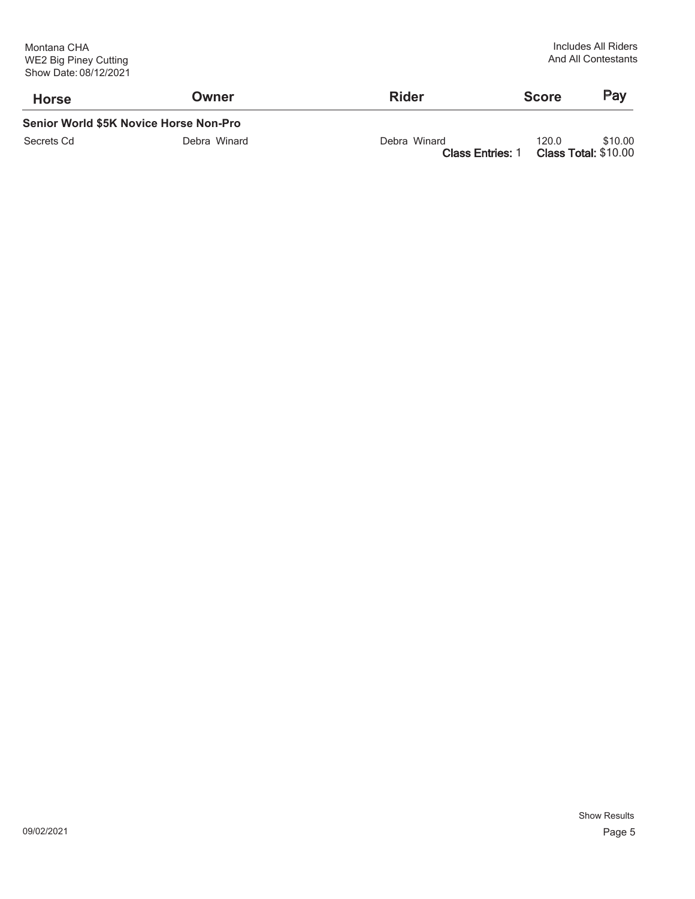Montana CHA
WE2 Big Piney Cutting
Show Date: 08/12/2021

Includes All Riders
And All Contestants

| Horse | Owner | Rider | Score | Pay |
|---|---|---|---|---|
| **Senior World $5K Novice Horse Non-Pro** | | | | |
| Secrets Cd | Debra Winard | Debra Winard | 120.0 | $10.00 |
| | | **Class Entries:** 1 | **Class Total:** $10.00 | |

09/02/2021

Show Results